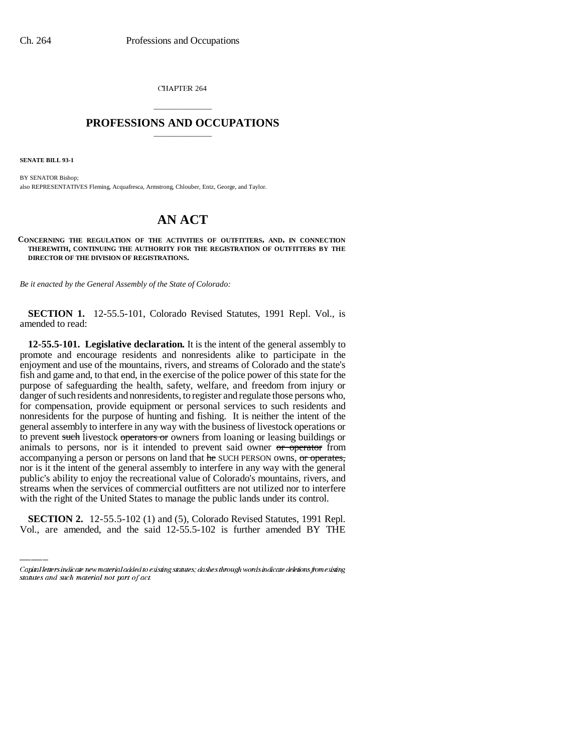# CHAPTER 264

## PROFESSIONS AND OCCUPATIONS

**SENATE BILL 93-1**

BY SENATOR Bishop;
also REPRESENTATIVES Fleming, Acquafresca, Armstrong, Chlouber, Entz, George, and Taylor.

# AN ACT

**CONCERNING THE REGULATION OF THE ACTIVITIES OF OUTFITTERS, AND, IN CONNECTION THEREWITH, CONTINUING THE AUTHORITY FOR THE REGISTRATION OF OUTFITTERS BY THE DIRECTOR OF THE DIVISION OF REGISTRATIONS.**

*Be it enacted by the General Assembly of the State of Colorado:*

**SECTION 1.** 12-55.5-101, Colorado Revised Statutes, 1991 Repl. Vol., is amended to read:

**12-55.5-101. Legislative declaration.** It is the intent of the general assembly to promote and encourage residents and nonresidents alike to participate in the enjoyment and use of the mountains, rivers, and streams of Colorado and the state's fish and game and, to that end, in the exercise of the police power of this state for the purpose of safeguarding the health, safety, welfare, and freedom from injury or danger of such residents and nonresidents, to register and regulate those persons who, for compensation, provide equipment or personal services to such residents and nonresidents for the purpose of hunting and fishing. It is neither the intent of the general assembly to interfere in any way with the business of livestock operations or to prevent ~~such~~ livestock ~~operators or~~ owners from loaning or leasing buildings or animals to persons, nor is it intended to prevent said owner ~~or operator~~ from accompanying a person or persons on land that ~~he~~ SUCH PERSON owns, ~~or operates,~~ nor is it the intent of the general assembly to interfere in any way with the general public's ability to enjoy the recreational value of Colorado's mountains, rivers, and streams when the services of commercial outfitters are not utilized nor to interfere with the right of the United States to manage the public lands under its control.

**SECTION 2.** 12-55.5-102 (1) and (5), Colorado Revised Statutes, 1991 Repl. Vol., are amended, and the said 12-55.5-102 is further amended BY THE

---

*Capital letters indicate new material added to existing statutes; dashes through words indicate deletions from existing statutes and such material not part of act.*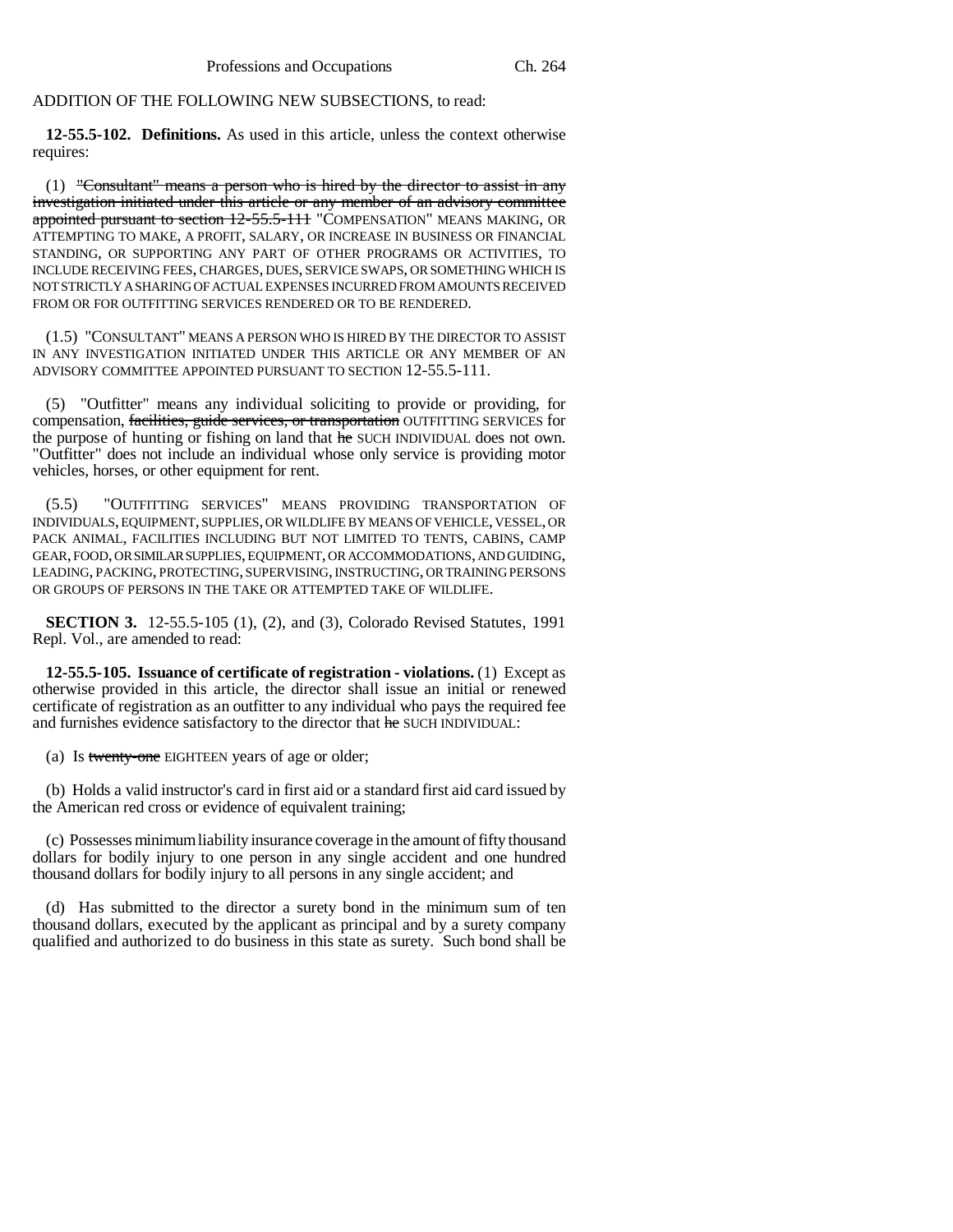ADDITION OF THE FOLLOWING NEW SUBSECTIONS, to read:

**12-55.5-102. Definitions.** As used in this article, unless the context otherwise requires:

(1) ~~"Consultant" means a person who is hired by the director to assist in any investigation initiated under this article or any member of an advisory committee appointed pursuant to section 12-55.5-111~~ "COMPENSATION" MEANS MAKING, OR ATTEMPTING TO MAKE, A PROFIT, SALARY, OR INCREASE IN BUSINESS OR FINANCIAL STANDING, OR SUPPORTING ANY PART OF OTHER PROGRAMS OR ACTIVITIES, TO INCLUDE RECEIVING FEES, CHARGES, DUES, SERVICE SWAPS, OR SOMETHING WHICH IS NOT STRICTLY A SHARING OF ACTUAL EXPENSES INCURRED FROM AMOUNTS RECEIVED FROM OR FOR OUTFITTING SERVICES RENDERED OR TO BE RENDERED.

(1.5) "CONSULTANT" MEANS A PERSON WHO IS HIRED BY THE DIRECTOR TO ASSIST IN ANY INVESTIGATION INITIATED UNDER THIS ARTICLE OR ANY MEMBER OF AN ADVISORY COMMITTEE APPOINTED PURSUANT TO SECTION 12-55.5-111.

(5) "Outfitter" means any individual soliciting to provide or providing, for compensation, ~~facilities, guide services, or transportation~~ OUTFITTING SERVICES for the purpose of hunting or fishing on land that ~~he~~ SUCH INDIVIDUAL does not own. "Outfitter" does not include an individual whose only service is providing motor vehicles, horses, or other equipment for rent.

(5.5) "OUTFITTING SERVICES" MEANS PROVIDING TRANSPORTATION OF INDIVIDUALS, EQUIPMENT, SUPPLIES, OR WILDLIFE BY MEANS OF VEHICLE, VESSEL, OR PACK ANIMAL, FACILITIES INCLUDING BUT NOT LIMITED TO TENTS, CABINS, CAMP GEAR, FOOD, OR SIMILAR SUPPLIES, EQUIPMENT, OR ACCOMMODATIONS, AND GUIDING, LEADING, PACKING, PROTECTING, SUPERVISING, INSTRUCTING, OR TRAINING PERSONS OR GROUPS OF PERSONS IN THE TAKE OR ATTEMPTED TAKE OF WILDLIFE.

**SECTION 3.** 12-55.5-105 (1), (2), and (3), Colorado Revised Statutes, 1991 Repl. Vol., are amended to read:

**12-55.5-105. Issuance of certificate of registration - violations.** (1) Except as otherwise provided in this article, the director shall issue an initial or renewed certificate of registration as an outfitter to any individual who pays the required fee and furnishes evidence satisfactory to the director that ~~he~~ SUCH INDIVIDUAL:

(a) Is ~~twenty-one~~ EIGHTEEN years of age or older;

(b) Holds a valid instructor's card in first aid or a standard first aid card issued by the American red cross or evidence of equivalent training;

(c) Possesses minimum liability insurance coverage in the amount of fifty thousand dollars for bodily injury to one person in any single accident and one hundred thousand dollars for bodily injury to all persons in any single accident; and

(d) Has submitted to the director a surety bond in the minimum sum of ten thousand dollars, executed by the applicant as principal and by a surety company qualified and authorized to do business in this state as surety. Such bond shall be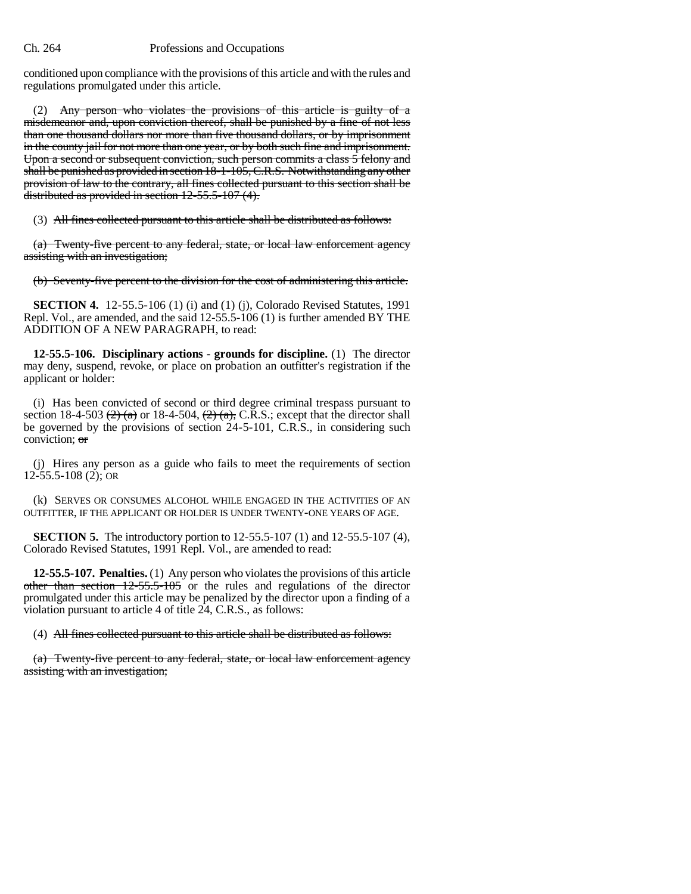conditioned upon compliance with the provisions of this article and with the rules and regulations promulgated under this article.

(2) ~~Any person who violates the provisions of this article is guilty of a misdemeanor and, upon conviction thereof, shall be punished by a fine of not less than one thousand dollars nor more than five thousand dollars, or by imprisonment in the county jail for not more than one year, or by both such fine and imprisonment. Upon a second or subsequent conviction, such person commits a class 5 felony and shall be punished as provided in section 18-1-105, C.R.S. Notwithstanding any other provision of law to the contrary, all fines collected pursuant to this section shall be distributed as provided in section 12-55.5-107 (4).~~

(3) ~~All fines collected pursuant to this article shall be distributed as follows:~~

~~(a) Twenty-five percent to any federal, state, or local law enforcement agency assisting with an investigation;~~

~~(b) Seventy-five percent to the division for the cost of administering this article.~~

**SECTION 4.** 12-55.5-106 (1) (i) and (1) (j), Colorado Revised Statutes, 1991 Repl. Vol., are amended, and the said 12-55.5-106 (1) is further amended BY THE ADDITION OF A NEW PARAGRAPH, to read:

**12-55.5-106. Disciplinary actions - grounds for discipline.** (1) The director may deny, suspend, revoke, or place on probation an outfitter's registration if the applicant or holder:

(i) Has been convicted of second or third degree criminal trespass pursuant to section 18-4-503 ~~(2) (a)~~ or 18-4-504, ~~(2) (a),~~ C.R.S.; except that the director shall be governed by the provisions of section 24-5-101, C.R.S., in considering such conviction; ~~or~~

(j) Hires any person as a guide who fails to meet the requirements of section 12-55.5-108 (2); OR

(k) SERVES OR CONSUMES ALCOHOL WHILE ENGAGED IN THE ACTIVITIES OF AN OUTFITTER, IF THE APPLICANT OR HOLDER IS UNDER TWENTY-ONE YEARS OF AGE.

**SECTION 5.** The introductory portion to 12-55.5-107 (1) and 12-55.5-107 (4), Colorado Revised Statutes, 1991 Repl. Vol., are amended to read:

**12-55.5-107. Penalties.** (1) Any person who violates the provisions of this article ~~other than section 12-55.5-105~~ or the rules and regulations of the director promulgated under this article may be penalized by the director upon a finding of a violation pursuant to article 4 of title 24, C.R.S., as follows:

(4) ~~All fines collected pursuant to this article shall be distributed as follows:~~

~~(a) Twenty-five percent to any federal, state, or local law enforcement agency assisting with an investigation;~~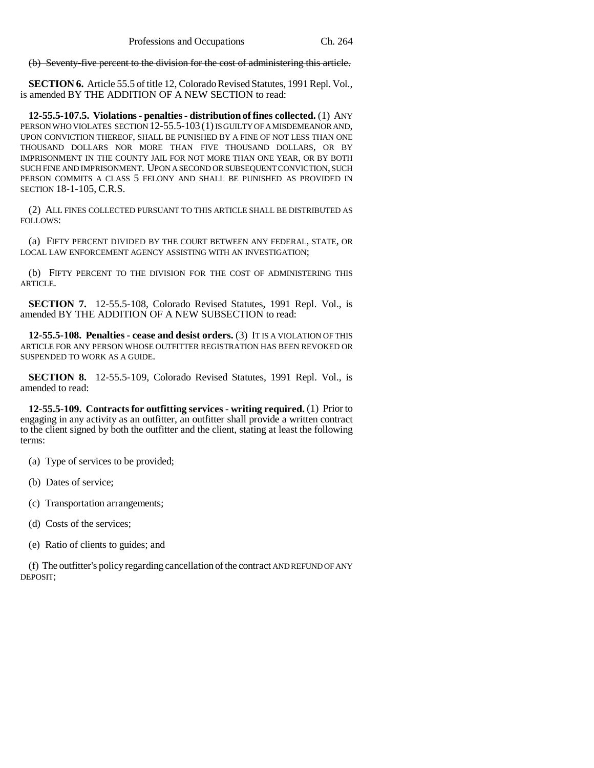(b) ~~Seventy-five percent to the division for the cost of administering this article.~~

**SECTION 6.** Article 55.5 of title 12, Colorado Revised Statutes, 1991 Repl. Vol., is amended BY THE ADDITION OF A NEW SECTION to read:

**12-55.5-107.5. Violations - penalties - distribution of fines collected.** (1) ANY PERSON WHO VIOLATES SECTION 12-55.5-103 (1) IS GUILTY OF A MISDEMEANOR AND, UPON CONVICTION THEREOF, SHALL BE PUNISHED BY A FINE OF NOT LESS THAN ONE THOUSAND DOLLARS NOR MORE THAN FIVE THOUSAND DOLLARS, OR BY IMPRISONMENT IN THE COUNTY JAIL FOR NOT MORE THAN ONE YEAR, OR BY BOTH SUCH FINE AND IMPRISONMENT. UPON A SECOND OR SUBSEQUENT CONVICTION, SUCH PERSON COMMITS A CLASS 5 FELONY AND SHALL BE PUNISHED AS PROVIDED IN SECTION 18-1-105, C.R.S.

(2) ALL FINES COLLECTED PURSUANT TO THIS ARTICLE SHALL BE DISTRIBUTED AS FOLLOWS:

(a) FIFTY PERCENT DIVIDED BY THE COURT BETWEEN ANY FEDERAL, STATE, OR LOCAL LAW ENFORCEMENT AGENCY ASSISTING WITH AN INVESTIGATION;

(b) FIFTY PERCENT TO THE DIVISION FOR THE COST OF ADMINISTERING THIS ARTICLE.

**SECTION 7.** 12-55.5-108, Colorado Revised Statutes, 1991 Repl. Vol., is amended BY THE ADDITION OF A NEW SUBSECTION to read:

**12-55.5-108. Penalties - cease and desist orders.** (3) IT IS A VIOLATION OF THIS ARTICLE FOR ANY PERSON WHOSE OUTFITTER REGISTRATION HAS BEEN REVOKED OR SUSPENDED TO WORK AS A GUIDE.

**SECTION 8.** 12-55.5-109, Colorado Revised Statutes, 1991 Repl. Vol., is amended to read:

**12-55.5-109. Contracts for outfitting services - writing required.** (1) Prior to engaging in any activity as an outfitter, an outfitter shall provide a written contract to the client signed by both the outfitter and the client, stating at least the following terms:

(a) Type of services to be provided;

(b) Dates of service;

(c) Transportation arrangements;

(d) Costs of the services;

(e) Ratio of clients to guides; and

(f) The outfitter's policy regarding cancellation of the contract AND REFUND OF ANY DEPOSIT;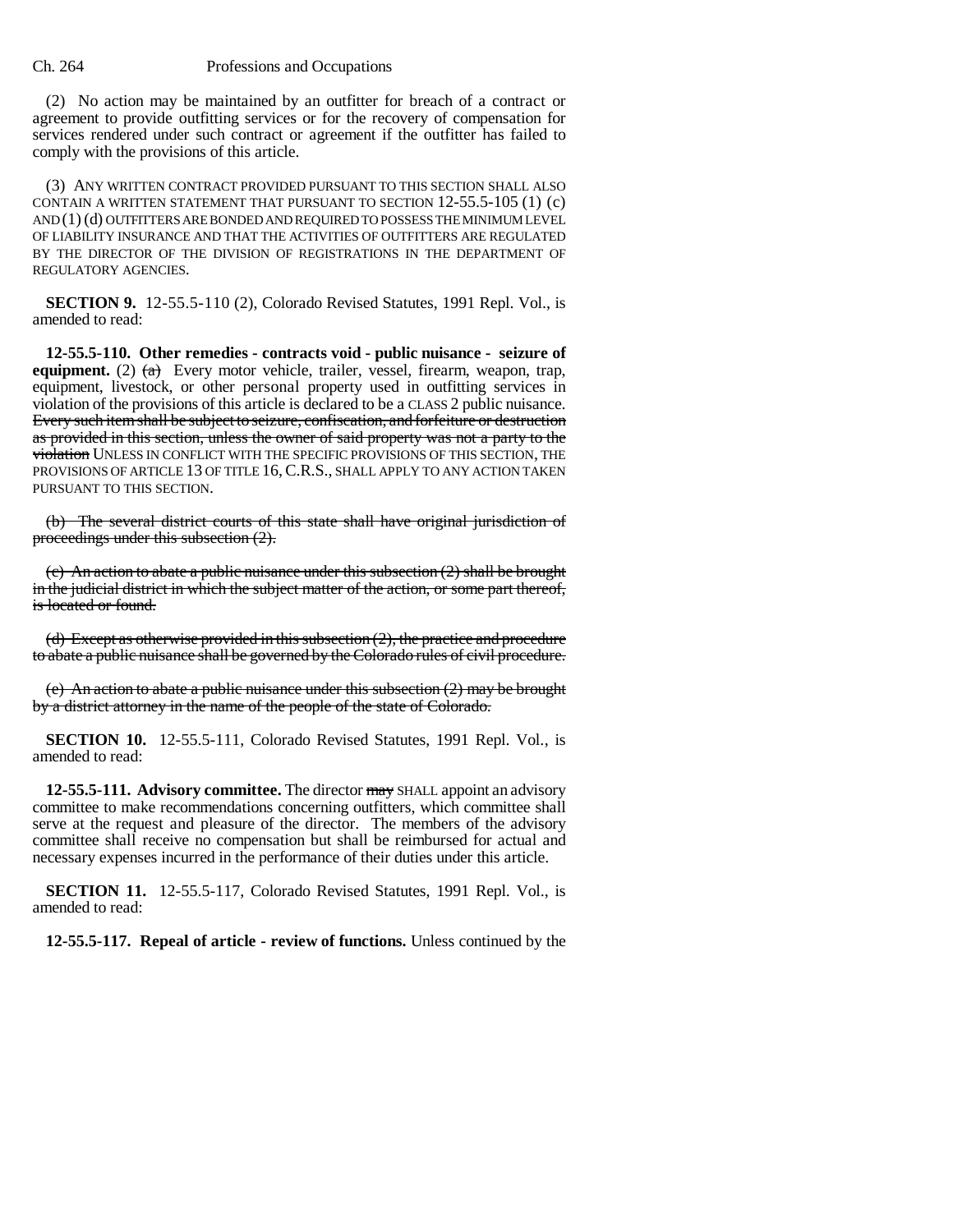(2) No action may be maintained by an outfitter for breach of a contract or agreement to provide outfitting services or for the recovery of compensation for services rendered under such contract or agreement if the outfitter has failed to comply with the provisions of this article.

(3) ANY WRITTEN CONTRACT PROVIDED PURSUANT TO THIS SECTION SHALL ALSO CONTAIN A WRITTEN STATEMENT THAT PURSUANT TO SECTION 12-55.5-105 (1) (c) AND (1) (d) OUTFITTERS ARE BONDED AND REQUIRED TO POSSESS THE MINIMUM LEVEL OF LIABILITY INSURANCE AND THAT THE ACTIVITIES OF OUTFITTERS ARE REGULATED BY THE DIRECTOR OF THE DIVISION OF REGISTRATIONS IN THE DEPARTMENT OF REGULATORY AGENCIES.

**SECTION 9.** 12-55.5-110 (2), Colorado Revised Statutes, 1991 Repl. Vol., is amended to read:

**12-55.5-110. Other remedies - contracts void - public nuisance - seizure of equipment.** (2) ~~(a)~~ Every motor vehicle, trailer, vessel, firearm, weapon, trap, equipment, livestock, or other personal property used in outfitting services in violation of the provisions of this article is declared to be a CLASS 2 public nuisance. ~~Every such item shall be subject to seizure, confiscation, and forfeiture or destruction as provided in this section, unless the owner of said property was not a party to the violation~~ UNLESS IN CONFLICT WITH THE SPECIFIC PROVISIONS OF THIS SECTION, THE PROVISIONS OF ARTICLE 13 OF TITLE 16, C.R.S., SHALL APPLY TO ANY ACTION TAKEN PURSUANT TO THIS SECTION.

~~(b) The several district courts of this state shall have original jurisdiction of proceedings under this subsection (2).~~

~~(c) An action to abate a public nuisance under this subsection (2) shall be brought in the judicial district in which the subject matter of the action, or some part thereof, is located or found.~~

~~(d) Except as otherwise provided in this subsection (2), the practice and procedure to abate a public nuisance shall be governed by the Colorado rules of civil procedure.~~

~~(e) An action to abate a public nuisance under this subsection (2) may be brought by a district attorney in the name of the people of the state of Colorado.~~

**SECTION 10.** 12-55.5-111, Colorado Revised Statutes, 1991 Repl. Vol., is amended to read:

**12-55.5-111. Advisory committee.** The director ~~may~~ SHALL appoint an advisory committee to make recommendations concerning outfitters, which committee shall serve at the request and pleasure of the director. The members of the advisory committee shall receive no compensation but shall be reimbursed for actual and necessary expenses incurred in the performance of their duties under this article.

**SECTION 11.** 12-55.5-117, Colorado Revised Statutes, 1991 Repl. Vol., is amended to read:

**12-55.5-117. Repeal of article - review of functions.** Unless continued by the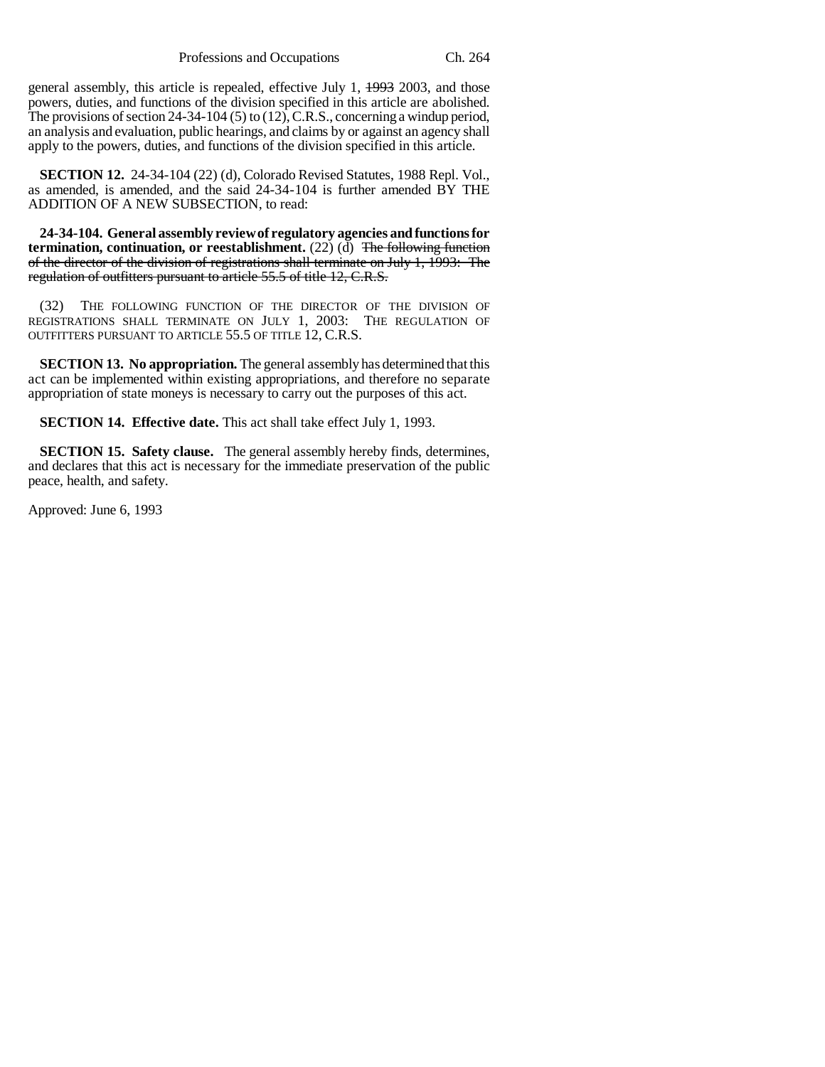general assembly, this article is repealed, effective July 1, ~~1993~~ 2003, and those powers, duties, and functions of the division specified in this article are abolished. The provisions of section 24-34-104 (5) to (12), C.R.S., concerning a windup period, an analysis and evaluation, public hearings, and claims by or against an agency shall apply to the powers, duties, and functions of the division specified in this article.

**SECTION 12.** 24-34-104 (22) (d), Colorado Revised Statutes, 1988 Repl. Vol., as amended, is amended, and the said 24-34-104 is further amended BY THE ADDITION OF A NEW SUBSECTION, to read:

**24-34-104. General assembly review of regulatory agencies and functions for termination, continuation, or reestablishment.** (22) (d) ~~The following function of the director of the division of registrations shall terminate on July 1, 1993: The regulation of outfitters pursuant to article 55.5 of title 12, C.R.S.~~

(32) THE FOLLOWING FUNCTION OF THE DIRECTOR OF THE DIVISION OF REGISTRATIONS SHALL TERMINATE ON JULY 1, 2003: THE REGULATION OF OUTFITTERS PURSUANT TO ARTICLE 55.5 OF TITLE 12, C.R.S.

**SECTION 13. No appropriation.** The general assembly has determined that this act can be implemented within existing appropriations, and therefore no separate appropriation of state moneys is necessary to carry out the purposes of this act.

**SECTION 14. Effective date.** This act shall take effect July 1, 1993.

**SECTION 15. Safety clause.** The general assembly hereby finds, determines, and declares that this act is necessary for the immediate preservation of the public peace, health, and safety.

Approved: June 6, 1993